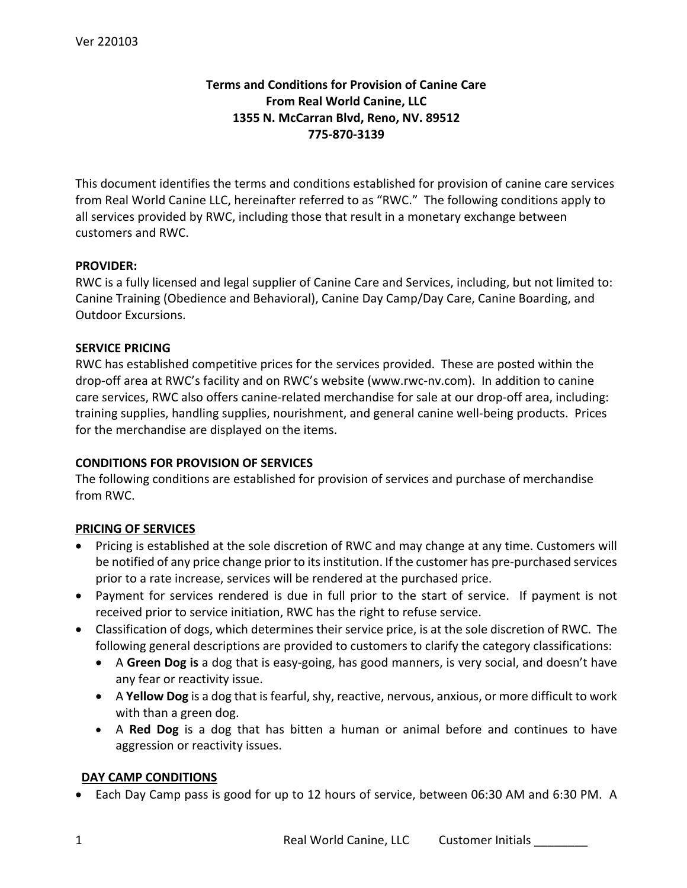**Terms and Conditions for Provision of Canine Care**
**From Real World Canine, LLC**
**1355 N. McCarran Blvd, Reno, NV. 89512**
**775-870-3139**

This document identifies the terms and conditions established for provision of canine care services from Real World Canine LLC, hereinafter referred to as "RWC." The following conditions apply to all services provided by RWC, including those that result in a monetary exchange between customers and RWC.

**PROVIDER:**

RWC is a fully licensed and legal supplier of Canine Care and Services, including, but not limited to: Canine Training (Obedience and Behavioral), Canine Day Camp/Day Care, Canine Boarding, and Outdoor Excursions.

**SERVICE PRICING**

RWC has established competitive prices for the services provided. These are posted within the drop-off area at RWC's facility and on RWC's website (www.rwc-nv.com). In addition to canine care services, RWC also offers canine-related merchandise for sale at our drop-off area, including: training supplies, handling supplies, nourishment, and general canine well-being products. Prices for the merchandise are displayed on the items.

**CONDITIONS FOR PROVISION OF SERVICES**

The following conditions are established for provision of services and purchase of merchandise from RWC.

**PRICING OF SERVICES**

- Pricing is established at the sole discretion of RWC and may change at any time. Customers will be notified of any price change prior to its institution. If the customer has pre-purchased services prior to a rate increase, services will be rendered at the purchased price.
- Payment for services rendered is due in full prior to the start of service. If payment is not received prior to service initiation, RWC has the right to refuse service.
- Classification of dogs, which determines their service price, is at the sole discretion of RWC. The following general descriptions are provided to customers to clarify the category classifications:
  - A **Green Dog is** a dog that is easy-going, has good manners, is very social, and doesn't have any fear or reactivity issue.
  - A **Yellow Dog** is a dog that is fearful, shy, reactive, nervous, anxious, or more difficult to work with than a green dog.
  - A **Red Dog** is a dog that has bitten a human or animal before and continues to have aggression or reactivity issues.

**DAY CAMP CONDITIONS**

- Each Day Camp pass is good for up to 12 hours of service, between 06:30 AM and 6:30 PM. A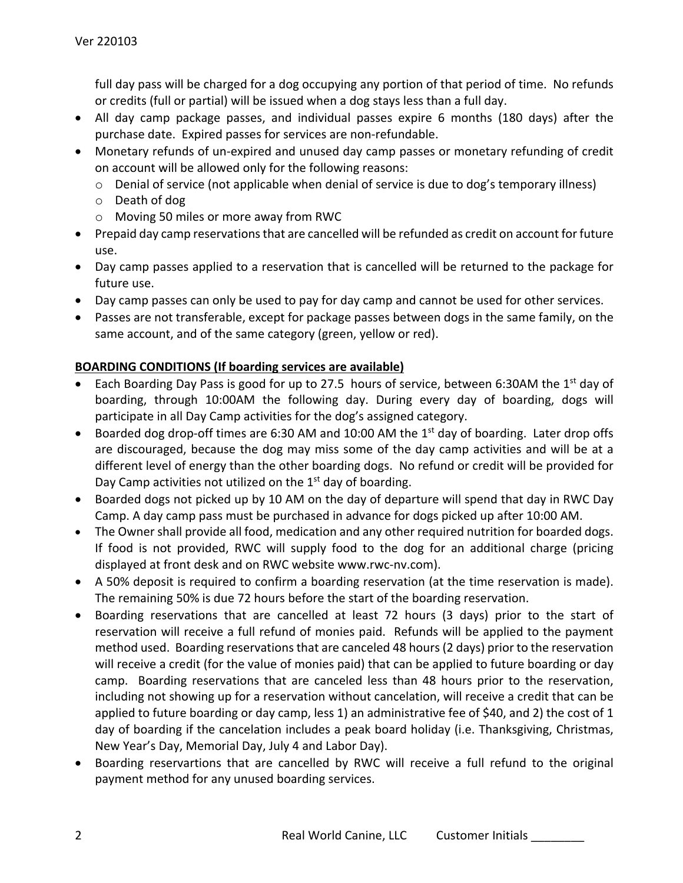full day pass will be charged for a dog occupying any portion of that period of time. No refunds or credits (full or partial) will be issued when a dog stays less than a full day.

- All day camp package passes, and individual passes expire 6 months (180 days) after the purchase date. Expired passes for services are non-refundable.
- Monetary refunds of un-expired and unused day camp passes or monetary refunding of credit on account will be allowed only for the following reasons:
  - Denial of service (not applicable when denial of service is due to dog's temporary illness)
  - Death of dog
  - Moving 50 miles or more away from RWC
- Prepaid day camp reservations that are cancelled will be refunded as credit on account for future use.
- Day camp passes applied to a reservation that is cancelled will be returned to the package for future use.
- Day camp passes can only be used to pay for day camp and cannot be used for other services.
- Passes are not transferable, except for package passes between dogs in the same family, on the same account, and of the same category (green, yellow or red).

**BOARDING CONDITIONS (If boarding services are available)**

- Each Boarding Day Pass is good for up to 27.5 hours of service, between 6:30AM the 1st day of boarding, through 10:00AM the following day. During every day of boarding, dogs will participate in all Day Camp activities for the dog's assigned category.
- Boarded dog drop-off times are 6:30 AM and 10:00 AM the 1st day of boarding. Later drop offs are discouraged, because the dog may miss some of the day camp activities and will be at a different level of energy than the other boarding dogs. No refund or credit will be provided for Day Camp activities not utilized on the 1st day of boarding.
- Boarded dogs not picked up by 10 AM on the day of departure will spend that day in RWC Day Camp. A day camp pass must be purchased in advance for dogs picked up after 10:00 AM.
- The Owner shall provide all food, medication and any other required nutrition for boarded dogs. If food is not provided, RWC will supply food to the dog for an additional charge (pricing displayed at front desk and on RWC website www.rwc-nv.com).
- A 50% deposit is required to confirm a boarding reservation (at the time reservation is made). The remaining 50% is due 72 hours before the start of the boarding reservation.
- Boarding reservations that are cancelled at least 72 hours (3 days) prior to the start of reservation will receive a full refund of monies paid. Refunds will be applied to the payment method used. Boarding reservations that are canceled 48 hours (2 days) prior to the reservation will receive a credit (for the value of monies paid) that can be applied to future boarding or day camp. Boarding reservations that are canceled less than 48 hours prior to the reservation, including not showing up for a reservation without cancelation, will receive a credit that can be applied to future boarding or day camp, less 1) an administrative fee of $40, and 2) the cost of 1 day of boarding if the cancelation includes a peak board holiday (i.e. Thanksgiving, Christmas, New Year's Day, Memorial Day, July 4 and Labor Day).
- Boarding reservartions that are cancelled by RWC will receive a full refund to the original payment method for any unused boarding services.

Customer Initials ________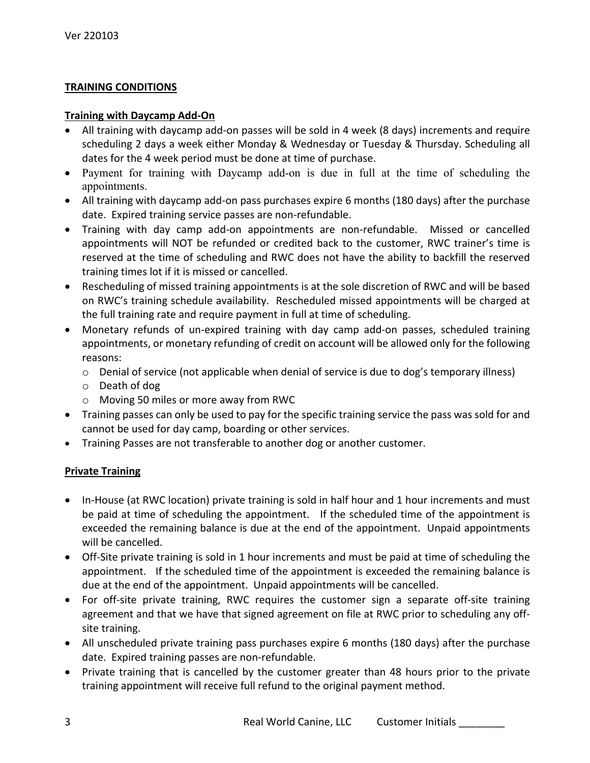**TRAINING CONDITIONS**

**Training with Daycamp Add-On**

- All training with daycamp add-on passes will be sold in 4 week (8 days) increments and require scheduling 2 days a week either Monday & Wednesday or Tuesday & Thursday. Scheduling all dates for the 4 week period must be done at time of purchase.
- Payment for training with Daycamp add-on is due in full at the time of scheduling the appointments.
- All training with daycamp add-on pass purchases expire 6 months (180 days) after the purchase date. Expired training service passes are non-refundable.
- Training with day camp add-on appointments are non-refundable. Missed or cancelled appointments will NOT be refunded or credited back to the customer, RWC trainer's time is reserved at the time of scheduling and RWC does not have the ability to backfill the reserved training times lot if it is missed or cancelled.
- Rescheduling of missed training appointments is at the sole discretion of RWC and will be based on RWC's training schedule availability. Rescheduled missed appointments will be charged at the full training rate and require payment in full at time of scheduling.
- Monetary refunds of un-expired training with day camp add-on passes, scheduled training appointments, or monetary refunding of credit on account will be allowed only for the following reasons:
  - Denial of service (not applicable when denial of service is due to dog's temporary illness)
  - Death of dog
  - Moving 50 miles or more away from RWC
- Training passes can only be used to pay for the specific training service the pass was sold for and cannot be used for day camp, boarding or other services.
- Training Passes are not transferable to another dog or another customer.

**Private Training**

- In-House (at RWC location) private training is sold in half hour and 1 hour increments and must be paid at time of scheduling the appointment. If the scheduled time of the appointment is exceeded the remaining balance is due at the end of the appointment. Unpaid appointments will be cancelled.
- Off-Site private training is sold in 1 hour increments and must be paid at time of scheduling the appointment. If the scheduled time of the appointment is exceeded the remaining balance is due at the end of the appointment. Unpaid appointments will be cancelled.
- For off-site private training, RWC requires the customer sign a separate off-site training agreement and that we have that signed agreement on file at RWC prior to scheduling any off-site training.
- All unscheduled private training pass purchases expire 6 months (180 days) after the purchase date. Expired training passes are non-refundable.
- Private training that is cancelled by the customer greater than 48 hours prior to the private training appointment will receive full refund to the original payment method.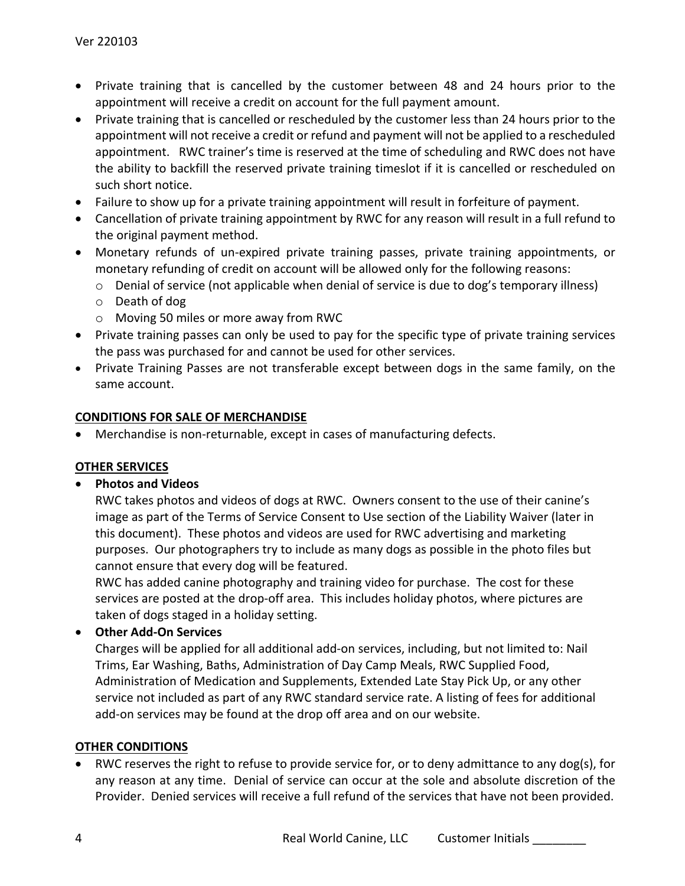- Private training that is cancelled by the customer between 48 and 24 hours prior to the appointment will receive a credit on account for the full payment amount.
- Private training that is cancelled or rescheduled by the customer less than 24 hours prior to the appointment will not receive a credit or refund and payment will not be applied to a rescheduled appointment. RWC trainer's time is reserved at the time of scheduling and RWC does not have the ability to backfill the reserved private training timeslot if it is cancelled or rescheduled on such short notice.
- Failure to show up for a private training appointment will result in forfeiture of payment.
- Cancellation of private training appointment by RWC for any reason will result in a full refund to the original payment method.
- Monetary refunds of un-expired private training passes, private training appointments, or monetary refunding of credit on account will be allowed only for the following reasons:
  - Denial of service (not applicable when denial of service is due to dog's temporary illness)
  - Death of dog
  - Moving 50 miles or more away from RWC
- Private training passes can only be used to pay for the specific type of private training services the pass was purchased for and cannot be used for other services.
- Private Training Passes are not transferable except between dogs in the same family, on the same account.

## CONDITIONS FOR SALE OF MERCHANDISE

- Merchandise is non-returnable, except in cases of manufacturing defects.

## OTHER SERVICES

- **Photos and Videos**

  RWC takes photos and videos of dogs at RWC. Owners consent to the use of their canine's image as part of the Terms of Service Consent to Use section of the Liability Waiver (later in this document). These photos and videos are used for RWC advertising and marketing purposes. Our photographers try to include as many dogs as possible in the photo files but cannot ensure that every dog will be featured.

  RWC has added canine photography and training video for purchase. The cost for these services are posted at the drop-off area. This includes holiday photos, where pictures are taken of dogs staged in a holiday setting.

- **Other Add-On Services**

  Charges will be applied for all additional add-on services, including, but not limited to: Nail Trims, Ear Washing, Baths, Administration of Day Camp Meals, RWC Supplied Food, Administration of Medication and Supplements, Extended Late Stay Pick Up, or any other service not included as part of any RWC standard service rate. A listing of fees for additional add-on services may be found at the drop off area and on our website.

## OTHER CONDITIONS

- RWC reserves the right to refuse to provide service for, or to deny admittance to any dog(s), for any reason at any time. Denial of service can occur at the sole and absolute discretion of the Provider. Denied services will receive a full refund of the services that have not been provided.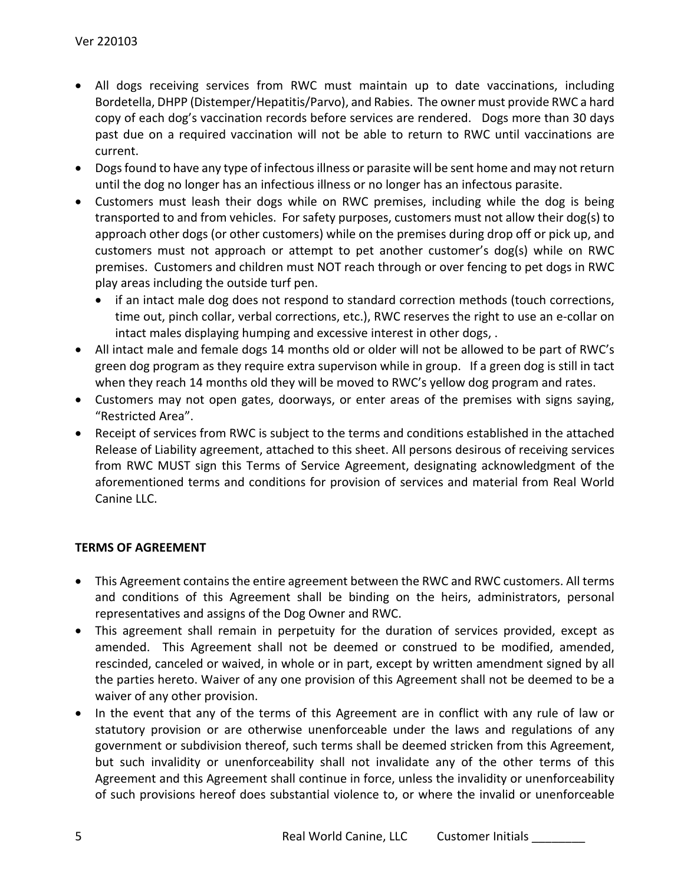- All dogs receiving services from RWC must maintain up to date vaccinations, including Bordetella, DHPP (Distemper/Hepatitis/Parvo), and Rabies. The owner must provide RWC a hard copy of each dog's vaccination records before services are rendered. Dogs more than 30 days past due on a required vaccination will not be able to return to RWC until vaccinations are current.
- Dogs found to have any type of infectous illness or parasite will be sent home and may not return until the dog no longer has an infectious illness or no longer has an infectous parasite.
- Customers must leash their dogs while on RWC premises, including while the dog is being transported to and from vehicles. For safety purposes, customers must not allow their dog(s) to approach other dogs (or other customers) while on the premises during drop off or pick up, and customers must not approach or attempt to pet another customer's dog(s) while on RWC premises. Customers and children must NOT reach through or over fencing to pet dogs in RWC play areas including the outside turf pen.
  - if an intact male dog does not respond to standard correction methods (touch corrections, time out, pinch collar, verbal corrections, etc.), RWC reserves the right to use an e-collar on intact males displaying humping and excessive interest in other dogs, .
- All intact male and female dogs 14 months old or older will not be allowed to be part of RWC's green dog program as they require extra supervison while in group. If a green dog is still in tact when they reach 14 months old they will be moved to RWC's yellow dog program and rates.
- Customers may not open gates, doorways, or enter areas of the premises with signs saying, "Restricted Area".
- Receipt of services from RWC is subject to the terms and conditions established in the attached Release of Liability agreement, attached to this sheet. All persons desirous of receiving services from RWC MUST sign this Terms of Service Agreement, designating acknowledgment of the aforementioned terms and conditions for provision of services and material from Real World Canine LLC.

**TERMS OF AGREEMENT**

- This Agreement contains the entire agreement between the RWC and RWC customers. All terms and conditions of this Agreement shall be binding on the heirs, administrators, personal representatives and assigns of the Dog Owner and RWC.
- This agreement shall remain in perpetuity for the duration of services provided, except as amended. This Agreement shall not be deemed or construed to be modified, amended, rescinded, canceled or waived, in whole or in part, except by written amendment signed by all the parties hereto. Waiver of any one provision of this Agreement shall not be deemed to be a waiver of any other provision.
- In the event that any of the terms of this Agreement are in conflict with any rule of law or statutory provision or are otherwise unenforceable under the laws and regulations of any government or subdivision thereof, such terms shall be deemed stricken from this Agreement, but such invalidity or unenforceability shall not invalidate any of the other terms of this Agreement and this Agreement shall continue in force, unless the invalidity or unenforceability of such provisions hereof does substantial violence to, or where the invalid or unenforceable

Customer Initials ________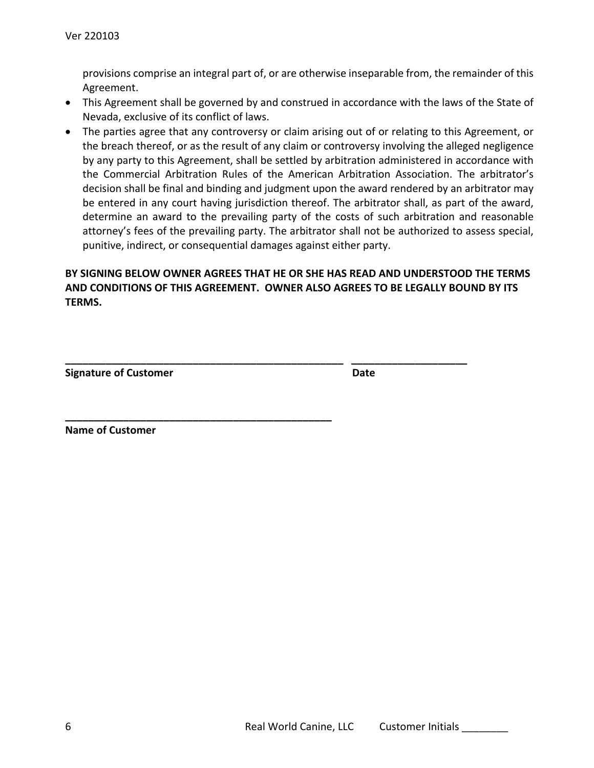provisions comprise an integral part of, or are otherwise inseparable from, the remainder of this Agreement.

- This Agreement shall be governed by and construed in accordance with the laws of the State of Nevada, exclusive of its conflict of laws.
- The parties agree that any controversy or claim arising out of or relating to this Agreement, or the breach thereof, or as the result of any claim or controversy involving the alleged negligence by any party to this Agreement, shall be settled by arbitration administered in accordance with the Commercial Arbitration Rules of the American Arbitration Association. The arbitrator's decision shall be final and binding and judgment upon the award rendered by an arbitrator may be entered in any court having jurisdiction thereof. The arbitrator shall, as part of the award, determine an award to the prevailing party of the costs of such arbitration and reasonable attorney's fees of the prevailing party. The arbitrator shall not be authorized to assess special, punitive, indirect, or consequential damages against either party.

**BY SIGNING BELOW OWNER AGREES THAT HE OR SHE HAS READ AND UNDERSTOOD THE TERMS AND CONDITIONS OF THIS AGREEMENT. OWNER ALSO AGREES TO BE LEGALLY BOUND BY ITS TERMS.**

**_________________________________________________ ____________________**
**Signature of Customer** **Date**

**_______________________________________________**
**Name of Customer**

Customer Initials ________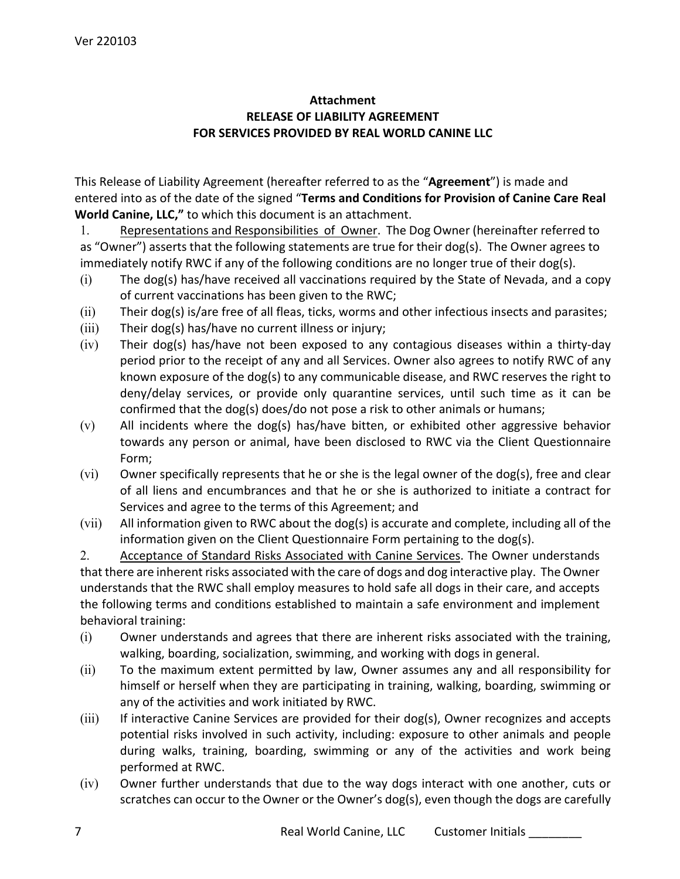**Attachment**
**RELEASE OF LIABILITY AGREEMENT**
**FOR SERVICES PROVIDED BY REAL WORLD CANINE LLC**

This Release of Liability Agreement (hereafter referred to as the "**Agreement**") is made and entered into as of the date of the signed "**Terms and Conditions for Provision of Canine Care Real World Canine, LLC,**" to which this document is an attachment.

1. Representations and Responsibilities of Owner. The Dog Owner (hereinafter referred to as "Owner") asserts that the following statements are true for their dog(s). The Owner agrees to immediately notify RWC if any of the following conditions are no longer true of their dog(s).

(i) The dog(s) has/have received all vaccinations required by the State of Nevada, and a copy of current vaccinations has been given to the RWC;

(ii) Their dog(s) is/are free of all fleas, ticks, worms and other infectious insects and parasites;

(iii) Their dog(s) has/have no current illness or injury;

(iv) Their dog(s) has/have not been exposed to any contagious diseases within a thirty-day period prior to the receipt of any and all Services. Owner also agrees to notify RWC of any known exposure of the dog(s) to any communicable disease, and RWC reserves the right to deny/delay services, or provide only quarantine services, until such time as it can be confirmed that the dog(s) does/do not pose a risk to other animals or humans;

(v) All incidents where the dog(s) has/have bitten, or exhibited other aggressive behavior towards any person or animal, have been disclosed to RWC via the Client Questionnaire Form;

(vi) Owner specifically represents that he or she is the legal owner of the dog(s), free and clear of all liens and encumbrances and that he or she is authorized to initiate a contract for Services and agree to the terms of this Agreement; and

(vii) All information given to RWC about the dog(s) is accurate and complete, including all of the information given on the Client Questionnaire Form pertaining to the dog(s).

2. Acceptance of Standard Risks Associated with Canine Services. The Owner understands that there are inherent risks associated with the care of dogs and dog interactive play. The Owner understands that the RWC shall employ measures to hold safe all dogs in their care, and accepts the following terms and conditions established to maintain a safe environment and implement behavioral training:

(i) Owner understands and agrees that there are inherent risks associated with the training, walking, boarding, socialization, swimming, and working with dogs in general.

(ii) To the maximum extent permitted by law, Owner assumes any and all responsibility for himself or herself when they are participating in training, walking, boarding, swimming or any of the activities and work initiated by RWC.

(iii) If interactive Canine Services are provided for their dog(s), Owner recognizes and accepts potential risks involved in such activity, including: exposure to other animals and people during walks, training, boarding, swimming or any of the activities and work being performed at RWC.

(iv) Owner further understands that due to the way dogs interact with one another, cuts or scratches can occur to the Owner or the Owner's dog(s), even though the dogs are carefully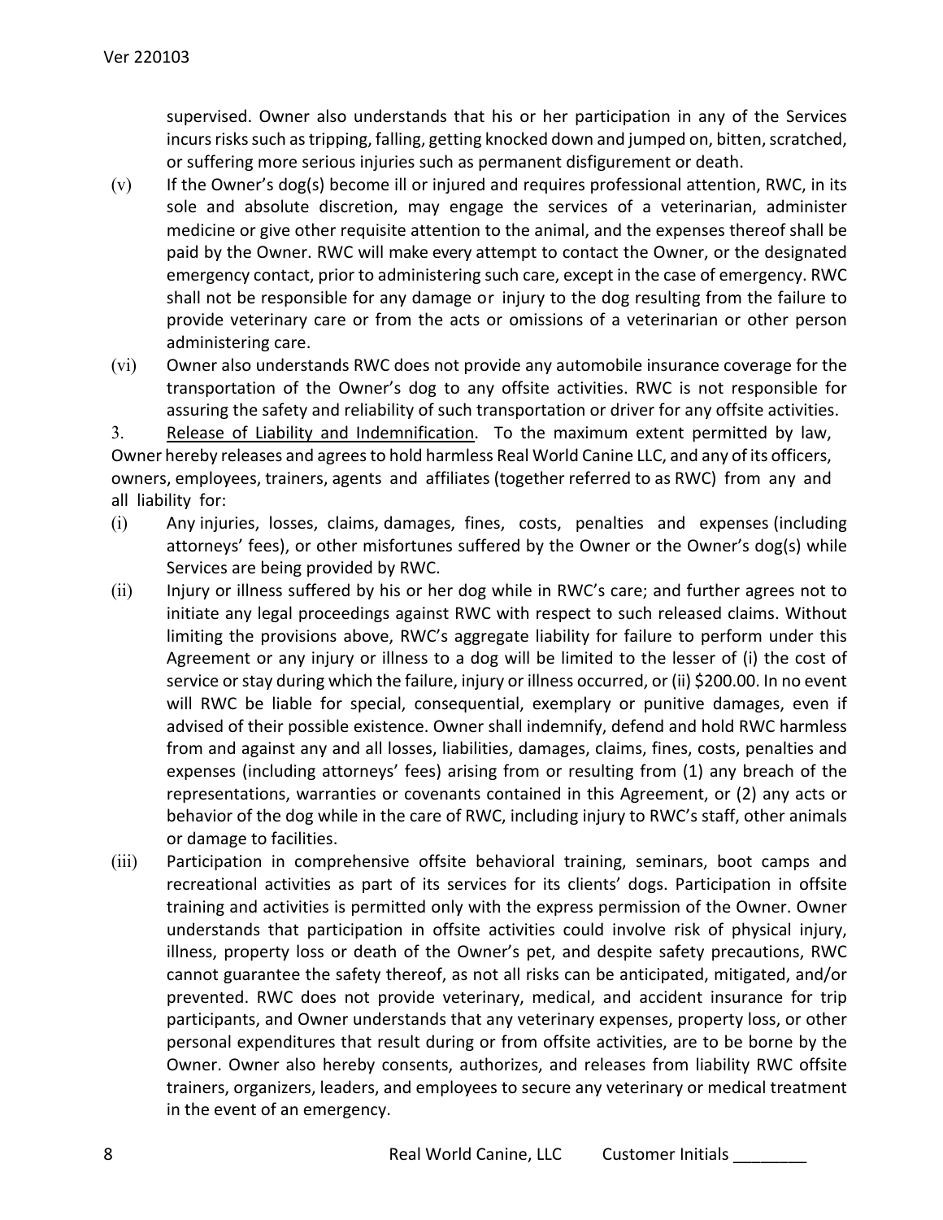supervised. Owner also understands that his or her participation in any of the Services incurs risks such as tripping, falling, getting knocked down and jumped on, bitten, scratched, or suffering more serious injuries such as permanent disfigurement or death.

(v) If the Owner's dog(s) become ill or injured and requires professional attention, RWC, in its sole and absolute discretion, may engage the services of a veterinarian, administer medicine or give other requisite attention to the animal, and the expenses thereof shall be paid by the Owner. RWC will make every attempt to contact the Owner, or the designated emergency contact, prior to administering such care, except in the case of emergency. RWC shall not be responsible for any damage or injury to the dog resulting from the failure to provide veterinary care or from the acts or omissions of a veterinarian or other person administering care.

(vi) Owner also understands RWC does not provide any automobile insurance coverage for the transportation of the Owner's dog to any offsite activities. RWC is not responsible for assuring the safety and reliability of such transportation or driver for any offsite activities.

3. Release of Liability and Indemnification. To the maximum extent permitted by law, Owner hereby releases and agrees to hold harmless Real World Canine LLC, and any of its officers, owners, employees, trainers, agents and affiliates (together referred to as RWC) from any and all liability for:

(i) Any injuries, losses, claims, damages, fines, costs, penalties and expenses (including attorneys' fees), or other misfortunes suffered by the Owner or the Owner's dog(s) while Services are being provided by RWC.

(ii) Injury or illness suffered by his or her dog while in RWC's care; and further agrees not to initiate any legal proceedings against RWC with respect to such released claims. Without limiting the provisions above, RWC's aggregate liability for failure to perform under this Agreement or any injury or illness to a dog will be limited to the lesser of (i) the cost of service or stay during which the failure, injury or illness occurred, or (ii) $200.00. In no event will RWC be liable for special, consequential, exemplary or punitive damages, even if advised of their possible existence. Owner shall indemnify, defend and hold RWC harmless from and against any and all losses, liabilities, damages, claims, fines, costs, penalties and expenses (including attorneys' fees) arising from or resulting from (1) any breach of the representations, warranties or covenants contained in this Agreement, or (2) any acts or behavior of the dog while in the care of RWC, including injury to RWC's staff, other animals or damage to facilities.

(iii) Participation in comprehensive offsite behavioral training, seminars, boot camps and recreational activities as part of its services for its clients' dogs. Participation in offsite training and activities is permitted only with the express permission of the Owner. Owner understands that participation in offsite activities could involve risk of physical injury, illness, property loss or death of the Owner's pet, and despite safety precautions, RWC cannot guarantee the safety thereof, as not all risks can be anticipated, mitigated, and/or prevented. RWC does not provide veterinary, medical, and accident insurance for trip participants, and Owner understands that any veterinary expenses, property loss, or other personal expenditures that result during or from offsite activities, are to be borne by the Owner. Owner also hereby consents, authorizes, and releases from liability RWC offsite trainers, organizers, leaders, and employees to secure any veterinary or medical treatment in the event of an emergency.

Customer Initials ________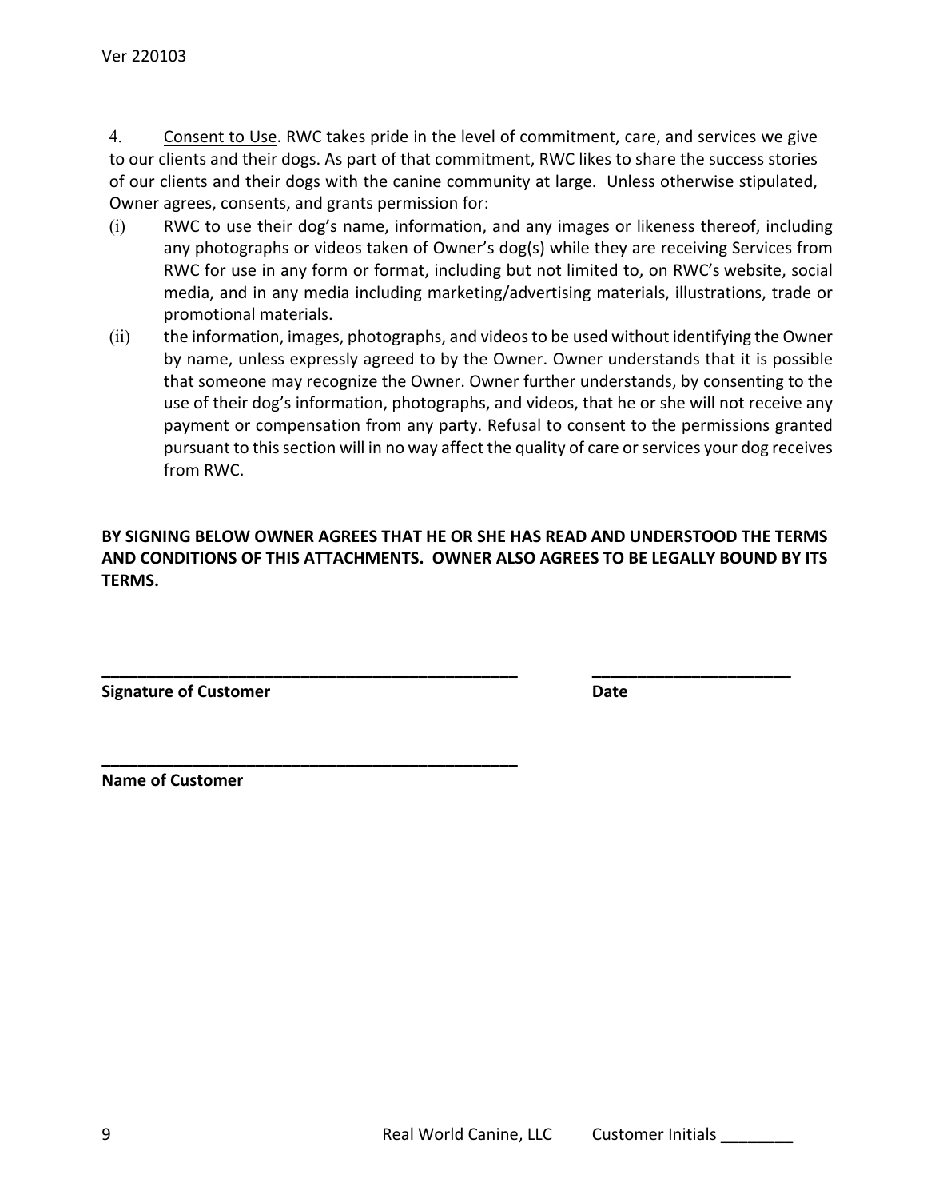4. Consent to Use. RWC takes pride in the level of commitment, care, and services we give to our clients and their dogs. As part of that commitment, RWC likes to share the success stories of our clients and their dogs with the canine community at large. Unless otherwise stipulated, Owner agrees, consents, and grants permission for:

(i) RWC to use their dog's name, information, and any images or likeness thereof, including any photographs or videos taken of Owner's dog(s) while they are receiving Services from RWC for use in any form or format, including but not limited to, on RWC's website, social media, and in any media including marketing/advertising materials, illustrations, trade or promotional materials.

(ii) the information, images, photographs, and videos to be used without identifying the Owner by name, unless expressly agreed to by the Owner. Owner understands that it is possible that someone may recognize the Owner. Owner further understands, by consenting to the use of their dog's information, photographs, and videos, that he or she will not receive any payment or compensation from any party. Refusal to consent to the permissions granted pursuant to this section will in no way affect the quality of care or services your dog receives from RWC.

**BY SIGNING BELOW OWNER AGREES THAT HE OR SHE HAS READ AND UNDERSTOOD THE TERMS AND CONDITIONS OF THIS ATTACHMENTS. OWNER ALSO AGREES TO BE LEGALLY BOUND BY ITS TERMS.**

______________________________________________ ______________________

**Signature of Customer** **Date**

______________________________________________

**Name of Customer**

Customer Initials ________